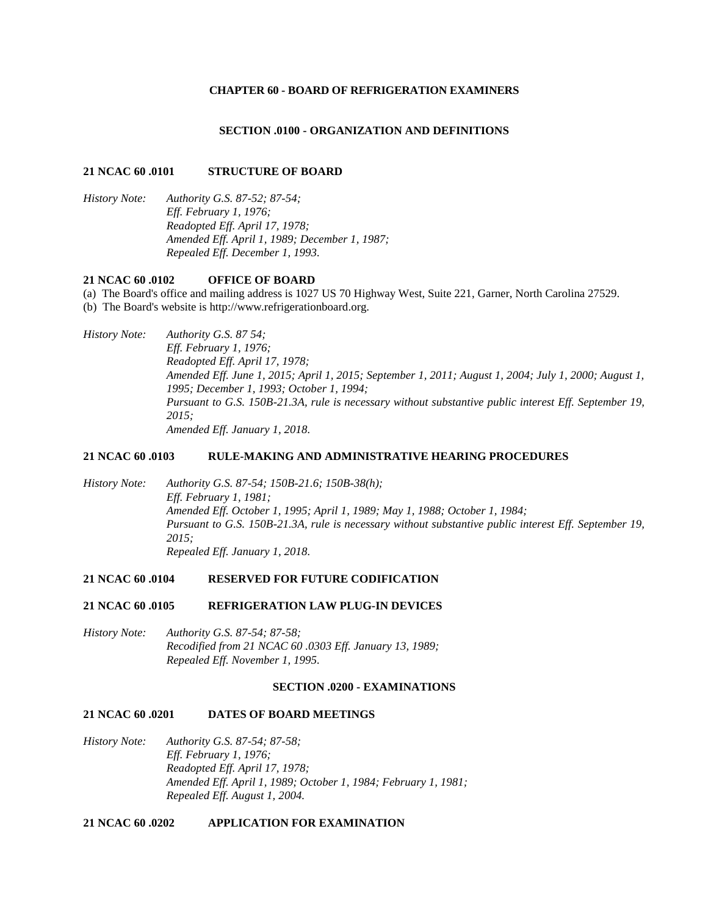# CHAPTER 60 - BOARD OF REFRIGERATION EXAMINERS

## SECTION .0100 - ORGANIZATION AND DEFINITIONS

### 21 NCAC 60 .0101 STRUCTURE OF BOARD

*History Note: Authority G.S. 87-52; 87-54;*
*Eff. February 1, 1976;*
*Readopted Eff. April 17, 1978;*
*Amended Eff. April 1, 1989; December 1, 1987;*
*Repealed Eff. December 1, 1993.*

### 21 NCAC 60 .0102 OFFICE OF BOARD

(a) The Board's office and mailing address is 1027 US 70 Highway West, Suite 221, Garner, North Carolina 27529.
(b) The Board's website is http://www.refrigerationboard.org.

*History Note: Authority G.S. 87 54;*
*Eff. February 1, 1976;*
*Readopted Eff. April 17, 1978;*
*Amended Eff. June 1, 2015; April 1, 2015; September 1, 2011; August 1, 2004; July 1, 2000; August 1, 1995; December 1, 1993; October 1, 1994;*
*Pursuant to G.S. 150B-21.3A, rule is necessary without substantive public interest Eff. September 19, 2015;*
*Amended Eff. January 1, 2018.*

### 21 NCAC 60 .0103 RULE-MAKING AND ADMINISTRATIVE HEARING PROCEDURES

*History Note: Authority G.S. 87-54; 150B-21.6; 150B-38(h);*
*Eff. February 1, 1981;*
*Amended Eff. October 1, 1995; April 1, 1989; May 1, 1988; October 1, 1984;*
*Pursuant to G.S. 150B-21.3A, rule is necessary without substantive public interest Eff. September 19, 2015;*
*Repealed Eff. January 1, 2018.*

### 21 NCAC 60 .0104 RESERVED FOR FUTURE CODIFICATION

### 21 NCAC 60 .0105 REFRIGERATION LAW PLUG-IN DEVICES

*History Note: Authority G.S. 87-54; 87-58;*
*Recodified from 21 NCAC 60 .0303 Eff. January 13, 1989;*
*Repealed Eff. November 1, 1995.*

## SECTION .0200 - EXAMINATIONS

### 21 NCAC 60 .0201 DATES OF BOARD MEETINGS

*History Note: Authority G.S. 87-54; 87-58;*
*Eff. February 1, 1976;*
*Readopted Eff. April 17, 1978;*
*Amended Eff. April 1, 1989; October 1, 1984; February 1, 1981;*
*Repealed Eff. August 1, 2004.*

### 21 NCAC 60 .0202 APPLICATION FOR EXAMINATION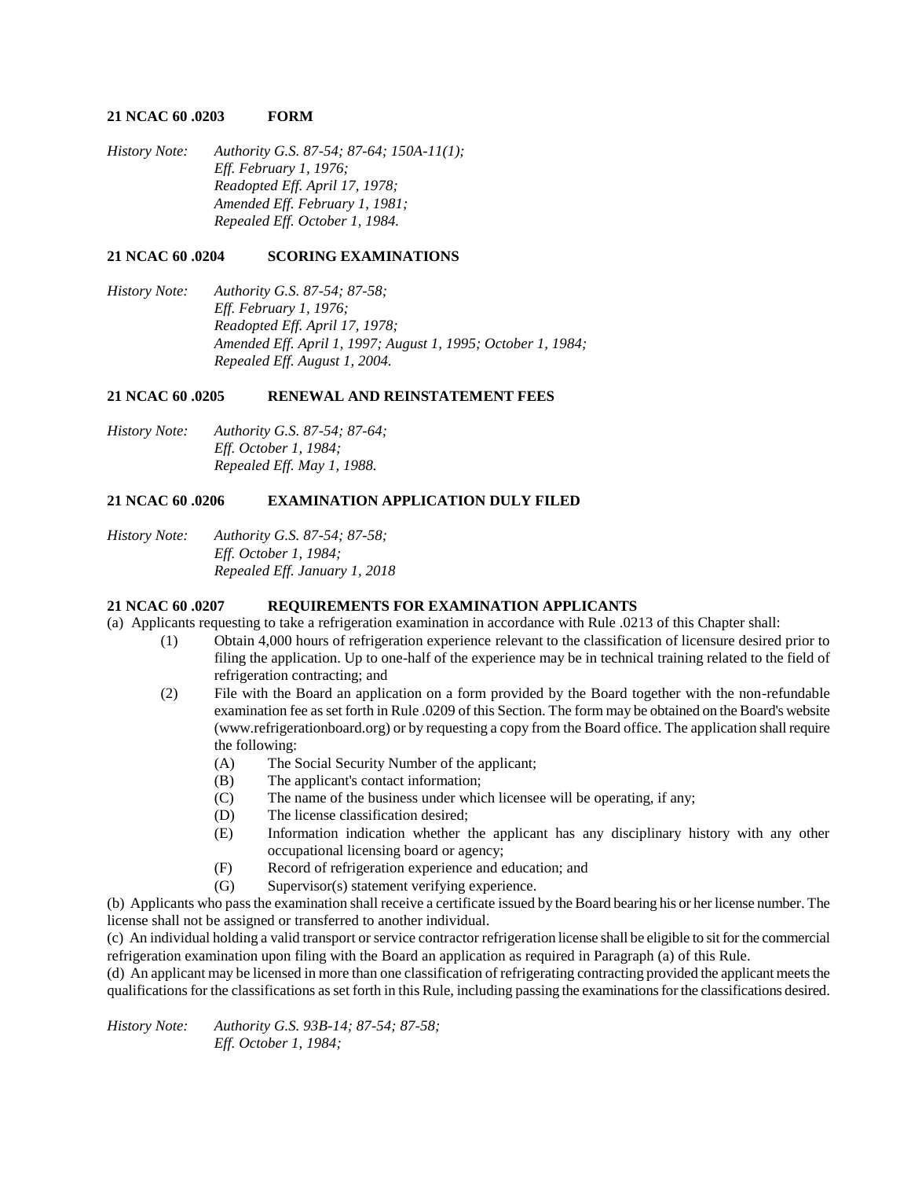**21 NCAC 60 .0203 FORM**

*History Note: Authority G.S. 87-54; 87-64; 150A-11(1);*
*Eff. February 1, 1976;*
*Readopted Eff. April 17, 1978;*
*Amended Eff. February 1, 1981;*
*Repealed Eff. October 1, 1984.*

**21 NCAC 60 .0204 SCORING EXAMINATIONS**

*History Note: Authority G.S. 87-54; 87-58;*
*Eff. February 1, 1976;*
*Readopted Eff. April 17, 1978;*
*Amended Eff. April 1, 1997; August 1, 1995; October 1, 1984;*
*Repealed Eff. August 1, 2004.*

**21 NCAC 60 .0205 RENEWAL AND REINSTATEMENT FEES**

*History Note: Authority G.S. 87-54; 87-64;*
*Eff. October 1, 1984;*
*Repealed Eff. May 1, 1988.*

**21 NCAC 60 .0206 EXAMINATION APPLICATION DULY FILED**

*History Note: Authority G.S. 87-54; 87-58;*
*Eff. October 1, 1984;*
*Repealed Eff. January 1, 2018*

**21 NCAC 60 .0207 REQUIREMENTS FOR EXAMINATION APPLICANTS**

(a) Applicants requesting to take a refrigeration examination in accordance with Rule .0213 of this Chapter shall:

- (1) Obtain 4,000 hours of refrigeration experience relevant to the classification of licensure desired prior to filing the application. Up to one-half of the experience may be in technical training related to the field of refrigeration contracting; and
- (2) File with the Board an application on a form provided by the Board together with the non-refundable examination fee as set forth in Rule .0209 of this Section. The form may be obtained on the Board's website (www.refrigerationboard.org) or by requesting a copy from the Board office. The application shall require the following:
  - (A) The Social Security Number of the applicant;
  - (B) The applicant's contact information;
  - (C) The name of the business under which licensee will be operating, if any;
  - (D) The license classification desired;
  - (E) Information indication whether the applicant has any disciplinary history with any other occupational licensing board or agency;
  - (F) Record of refrigeration experience and education; and
  - (G) Supervisor(s) statement verifying experience.

(b) Applicants who pass the examination shall receive a certificate issued by the Board bearing his or her license number. The license shall not be assigned or transferred to another individual.

(c) An individual holding a valid transport or service contractor refrigeration license shall be eligible to sit for the commercial refrigeration examination upon filing with the Board an application as required in Paragraph (a) of this Rule.

(d) An applicant may be licensed in more than one classification of refrigerating contracting provided the applicant meets the qualifications for the classifications as set forth in this Rule, including passing the examinations for the classifications desired.

*History Note: Authority G.S. 93B-14; 87-54; 87-58;*
*Eff. October 1, 1984;*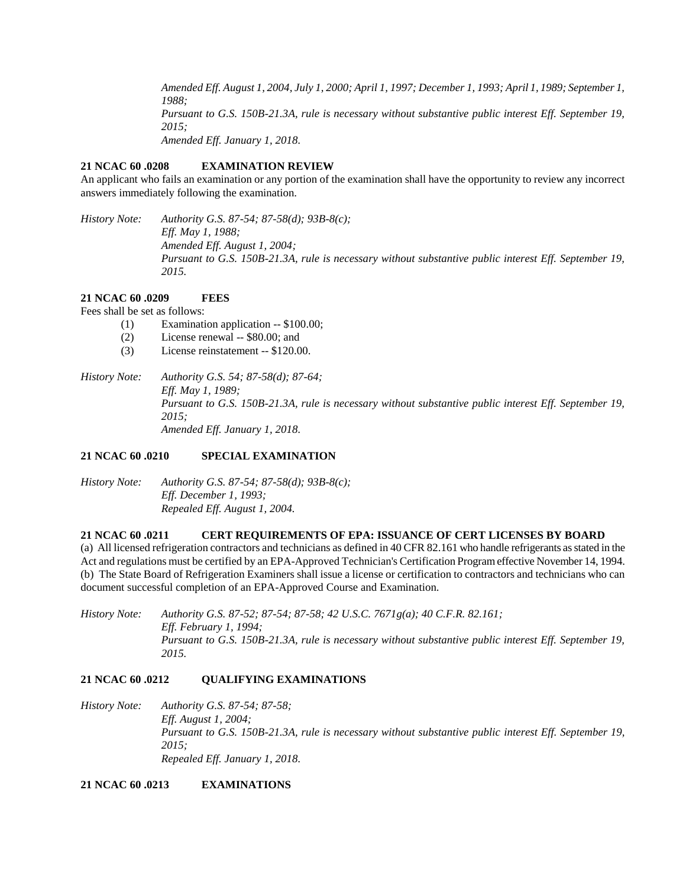*Amended Eff. August 1, 2004, July 1, 2000; April 1, 1997; December 1, 1993; April 1, 1989; September 1, 1988;*
*Pursuant to G.S. 150B-21.3A, rule is necessary without substantive public interest Eff. September 19, 2015;*
*Amended Eff. January 1, 2018.*

**21 NCAC 60 .0208 EXAMINATION REVIEW**

An applicant who fails an examination or any portion of the examination shall have the opportunity to review any incorrect answers immediately following the examination.

*History Note: Authority G.S. 87-54; 87-58(d); 93B-8(c);*
*Eff. May 1, 1988;*
*Amended Eff. August 1, 2004;*
*Pursuant to G.S. 150B-21.3A, rule is necessary without substantive public interest Eff. September 19, 2015.*

**21 NCAC 60 .0209 FEES**

Fees shall be set as follows:

(1) Examination application -- $100.00;
(2) License renewal -- $80.00; and
(3) License reinstatement -- $120.00.

*History Note: Authority G.S. 54; 87-58(d); 87-64;*
*Eff. May 1, 1989;*
*Pursuant to G.S. 150B-21.3A, rule is necessary without substantive public interest Eff. September 19, 2015;*
*Amended Eff. January 1, 2018.*

**21 NCAC 60 .0210 SPECIAL EXAMINATION**

*History Note: Authority G.S. 87-54; 87-58(d); 93B-8(c);*
*Eff. December 1, 1993;*
*Repealed Eff. August 1, 2004.*

**21 NCAC 60 .0211 CERT REQUIREMENTS OF EPA: ISSUANCE OF CERT LICENSES BY BOARD**

(a) All licensed refrigeration contractors and technicians as defined in 40 CFR 82.161 who handle refrigerants as stated in the Act and regulations must be certified by an EPA-Approved Technician's Certification Program effective November 14, 1994.
(b) The State Board of Refrigeration Examiners shall issue a license or certification to contractors and technicians who can document successful completion of an EPA-Approved Course and Examination.

*History Note: Authority G.S. 87-52; 87-54; 87-58; 42 U.S.C. 7671g(a); 40 C.F.R. 82.161;*
*Eff. February 1, 1994;*
*Pursuant to G.S. 150B-21.3A, rule is necessary without substantive public interest Eff. September 19, 2015.*

**21 NCAC 60 .0212 QUALIFYING EXAMINATIONS**

*History Note: Authority G.S. 87-54; 87-58;*
*Eff. August 1, 2004;*
*Pursuant to G.S. 150B-21.3A, rule is necessary without substantive public interest Eff. September 19, 2015;*
*Repealed Eff. January 1, 2018.*

**21 NCAC 60 .0213 EXAMINATIONS**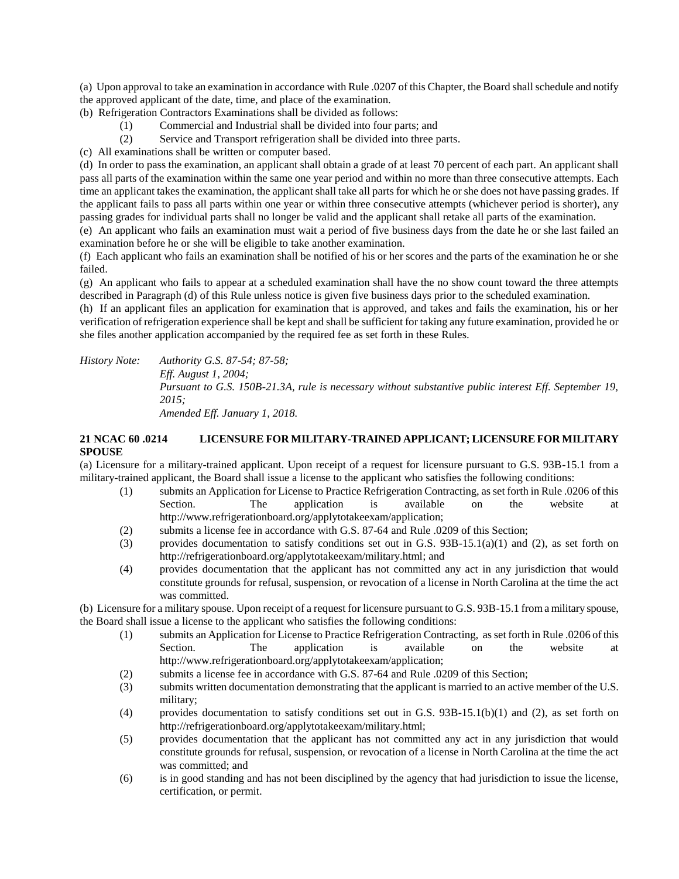(a) Upon approval to take an examination in accordance with Rule .0207 of this Chapter, the Board shall schedule and notify the approved applicant of the date, time, and place of the examination.

(b) Refrigeration Contractors Examinations shall be divided as follows:

- (1) Commercial and Industrial shall be divided into four parts; and
- (2) Service and Transport refrigeration shall be divided into three parts.

(c) All examinations shall be written or computer based.

(d) In order to pass the examination, an applicant shall obtain a grade of at least 70 percent of each part. An applicant shall pass all parts of the examination within the same one year period and within no more than three consecutive attempts. Each time an applicant takes the examination, the applicant shall take all parts for which he or she does not have passing grades. If the applicant fails to pass all parts within one year or within three consecutive attempts (whichever period is shorter), any passing grades for individual parts shall no longer be valid and the applicant shall retake all parts of the examination.

(e) An applicant who fails an examination must wait a period of five business days from the date he or she last failed an examination before he or she will be eligible to take another examination.

(f) Each applicant who fails an examination shall be notified of his or her scores and the parts of the examination he or she failed.

(g) An applicant who fails to appear at a scheduled examination shall have the no show count toward the three attempts described in Paragraph (d) of this Rule unless notice is given five business days prior to the scheduled examination.

(h) If an applicant files an application for examination that is approved, and takes and fails the examination, his or her verification of refrigeration experience shall be kept and shall be sufficient for taking any future examination, provided he or she files another application accompanied by the required fee as set forth in these Rules.

*History Note: Authority G.S. 87-54; 87-58;*
*Eff. August 1, 2004;*
*Pursuant to G.S. 150B-21.3A, rule is necessary without substantive public interest Eff. September 19, 2015;*
*Amended Eff. January 1, 2018.*

**21 NCAC 60 .0214 LICENSURE FOR MILITARY-TRAINED APPLICANT; LICENSURE FOR MILITARY SPOUSE**

(a) Licensure for a military-trained applicant. Upon receipt of a request for licensure pursuant to G.S. 93B-15.1 from a military-trained applicant, the Board shall issue a license to the applicant who satisfies the following conditions:

- (1) submits an Application for License to Practice Refrigeration Contracting, as set forth in Rule .0206 of this Section. The application is available on the website at http://www.refrigerationboard.org/applytotakeexam/application;
- (2) submits a license fee in accordance with G.S. 87-64 and Rule .0209 of this Section;
- (3) provides documentation to satisfy conditions set out in G.S. 93B-15.1(a)(1) and (2), as set forth on http://refrigerationboard.org/applytotakeexam/military.html; and
- (4) provides documentation that the applicant has not committed any act in any jurisdiction that would constitute grounds for refusal, suspension, or revocation of a license in North Carolina at the time the act was committed.

(b) Licensure for a military spouse. Upon receipt of a request for licensure pursuant to G.S. 93B-15.1 from a military spouse, the Board shall issue a license to the applicant who satisfies the following conditions:

- (1) submits an Application for License to Practice Refrigeration Contracting, as set forth in Rule .0206 of this Section. The application is available on the website at http://www.refrigerationboard.org/applytotakeexam/application;
- (2) submits a license fee in accordance with G.S. 87-64 and Rule .0209 of this Section;
- (3) submits written documentation demonstrating that the applicant is married to an active member of the U.S. military;
- (4) provides documentation to satisfy conditions set out in G.S. 93B-15.1(b)(1) and (2), as set forth on http://refrigerationboard.org/applytotakeexam/military.html;
- (5) provides documentation that the applicant has not committed any act in any jurisdiction that would constitute grounds for refusal, suspension, or revocation of a license in North Carolina at the time the act was committed; and
- (6) is in good standing and has not been disciplined by the agency that had jurisdiction to issue the license, certification, or permit.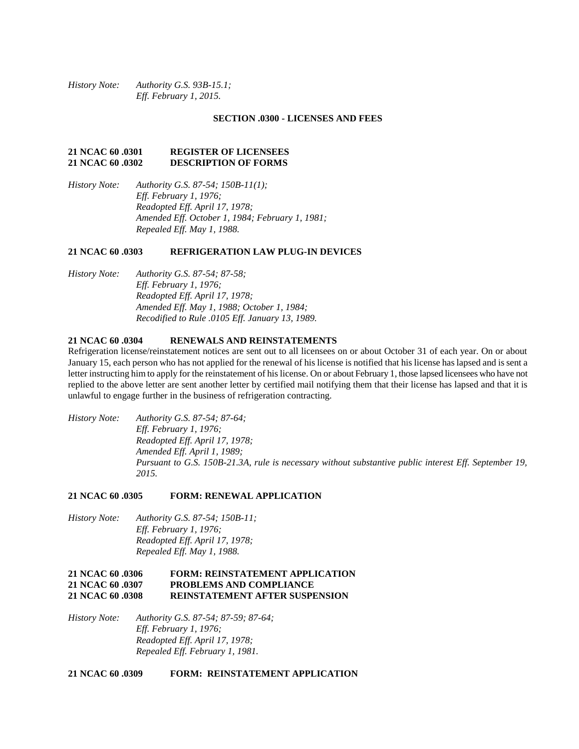*History Note: Authority G.S. 93B-15.1;*
*Eff. February 1, 2015.*

## SECTION .0300 - LICENSES AND FEES

### 21 NCAC 60 .0301 REGISTER OF LICENSEES
### 21 NCAC 60 .0302 DESCRIPTION OF FORMS

*History Note: Authority G.S. 87-54; 150B-11(1);*
*Eff. February 1, 1976;*
*Readopted Eff. April 17, 1978;*
*Amended Eff. October 1, 1984; February 1, 1981;*
*Repealed Eff. May 1, 1988.*

### 21 NCAC 60 .0303 REFRIGERATION LAW PLUG-IN DEVICES

*History Note: Authority G.S. 87-54; 87-58;*
*Eff. February 1, 1976;*
*Readopted Eff. April 17, 1978;*
*Amended Eff. May 1, 1988; October 1, 1984;*
*Recodified to Rule .0105 Eff. January 13, 1989.*

### 21 NCAC 60 .0304 RENEWALS AND REINSTATEMENTS

Refrigeration license/reinstatement notices are sent out to all licensees on or about October 31 of each year. On or about January 15, each person who has not applied for the renewal of his license is notified that his license has lapsed and is sent a letter instructing him to apply for the reinstatement of his license. On or about February 1, those lapsed licensees who have not replied to the above letter are sent another letter by certified mail notifying them that their license has lapsed and that it is unlawful to engage further in the business of refrigeration contracting.

*History Note: Authority G.S. 87-54; 87-64;*
*Eff. February 1, 1976;*
*Readopted Eff. April 17, 1978;*
*Amended Eff. April 1, 1989;*
*Pursuant to G.S. 150B-21.3A, rule is necessary without substantive public interest Eff. September 19, 2015.*

### 21 NCAC 60 .0305 FORM: RENEWAL APPLICATION

*History Note: Authority G.S. 87-54; 150B-11;*
*Eff. February 1, 1976;*
*Readopted Eff. April 17, 1978;*
*Repealed Eff. May 1, 1988.*

### 21 NCAC 60 .0306 FORM: REINSTATEMENT APPLICATION
### 21 NCAC 60 .0307 PROBLEMS AND COMPLIANCE
### 21 NCAC 60 .0308 REINSTATEMENT AFTER SUSPENSION

*History Note: Authority G.S. 87-54; 87-59; 87-64;*
*Eff. February 1, 1976;*
*Readopted Eff. April 17, 1978;*
*Repealed Eff. February 1, 1981.*

### 21 NCAC 60 .0309 FORM: REINSTATEMENT APPLICATION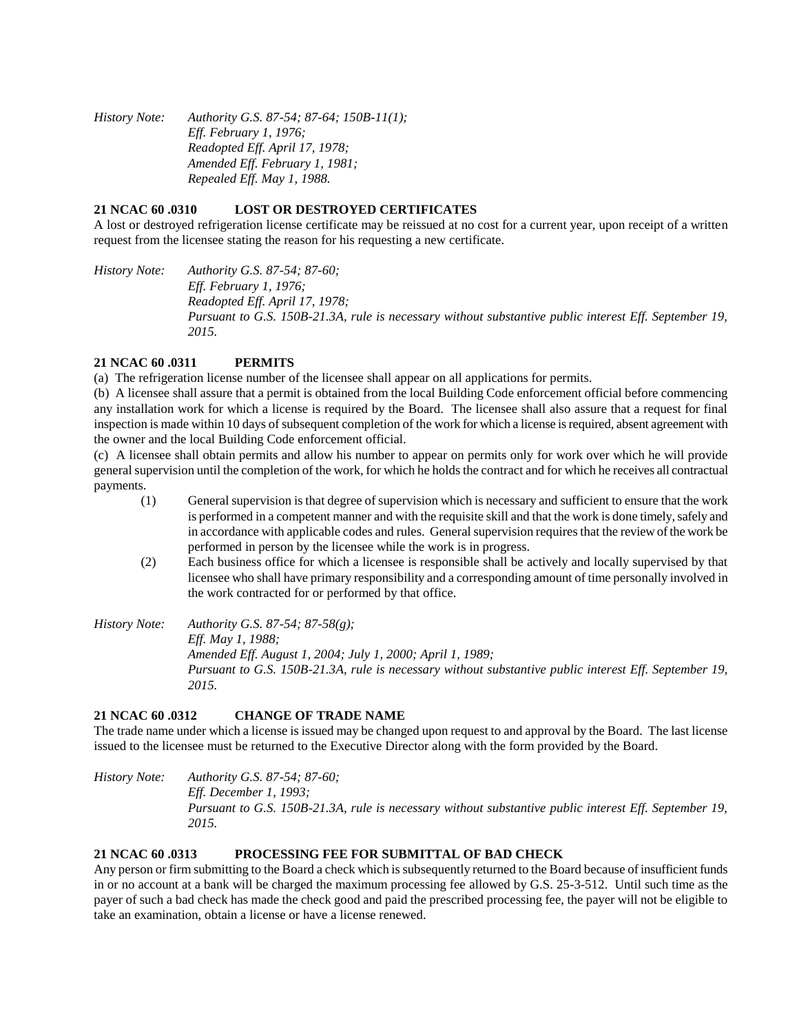*History Note: Authority G.S. 87-54; 87-64; 150B-11(1);*
*Eff. February 1, 1976;*
*Readopted Eff. April 17, 1978;*
*Amended Eff. February 1, 1981;*
*Repealed Eff. May 1, 1988.*

**21 NCAC 60 .0310 LOST OR DESTROYED CERTIFICATES**

A lost or destroyed refrigeration license certificate may be reissued at no cost for a current year, upon receipt of a written request from the licensee stating the reason for his requesting a new certificate.

*History Note: Authority G.S. 87-54; 87-60;*
*Eff. February 1, 1976;*
*Readopted Eff. April 17, 1978;*
*Pursuant to G.S. 150B-21.3A, rule is necessary without substantive public interest Eff. September 19, 2015.*

**21 NCAC 60 .0311 PERMITS**

(a) The refrigeration license number of the licensee shall appear on all applications for permits.

(b) A licensee shall assure that a permit is obtained from the local Building Code enforcement official before commencing any installation work for which a license is required by the Board. The licensee shall also assure that a request for final inspection is made within 10 days of subsequent completion of the work for which a license is required, absent agreement with the owner and the local Building Code enforcement official.

(c) A licensee shall obtain permits and allow his number to appear on permits only for work over which he will provide general supervision until the completion of the work, for which he holds the contract and for which he receives all contractual payments.

(1) General supervision is that degree of supervision which is necessary and sufficient to ensure that the work is performed in a competent manner and with the requisite skill and that the work is done timely, safely and in accordance with applicable codes and rules. General supervision requires that the review of the work be performed in person by the licensee while the work is in progress.

(2) Each business office for which a licensee is responsible shall be actively and locally supervised by that licensee who shall have primary responsibility and a corresponding amount of time personally involved in the work contracted for or performed by that office.

*History Note: Authority G.S. 87-54; 87-58(g);*
*Eff. May 1, 1988;*
*Amended Eff. August 1, 2004; July 1, 2000; April 1, 1989;*
*Pursuant to G.S. 150B-21.3A, rule is necessary without substantive public interest Eff. September 19, 2015.*

**21 NCAC 60 .0312 CHANGE OF TRADE NAME**

The trade name under which a license is issued may be changed upon request to and approval by the Board. The last license issued to the licensee must be returned to the Executive Director along with the form provided by the Board.

*History Note: Authority G.S. 87-54; 87-60;*
*Eff. December 1, 1993;*
*Pursuant to G.S. 150B-21.3A, rule is necessary without substantive public interest Eff. September 19, 2015.*

**21 NCAC 60 .0313 PROCESSING FEE FOR SUBMITTAL OF BAD CHECK**

Any person or firm submitting to the Board a check which is subsequently returned to the Board because of insufficient funds in or no account at a bank will be charged the maximum processing fee allowed by G.S. 25-3-512. Until such time as the payer of such a bad check has made the check good and paid the prescribed processing fee, the payer will not be eligible to take an examination, obtain a license or have a license renewed.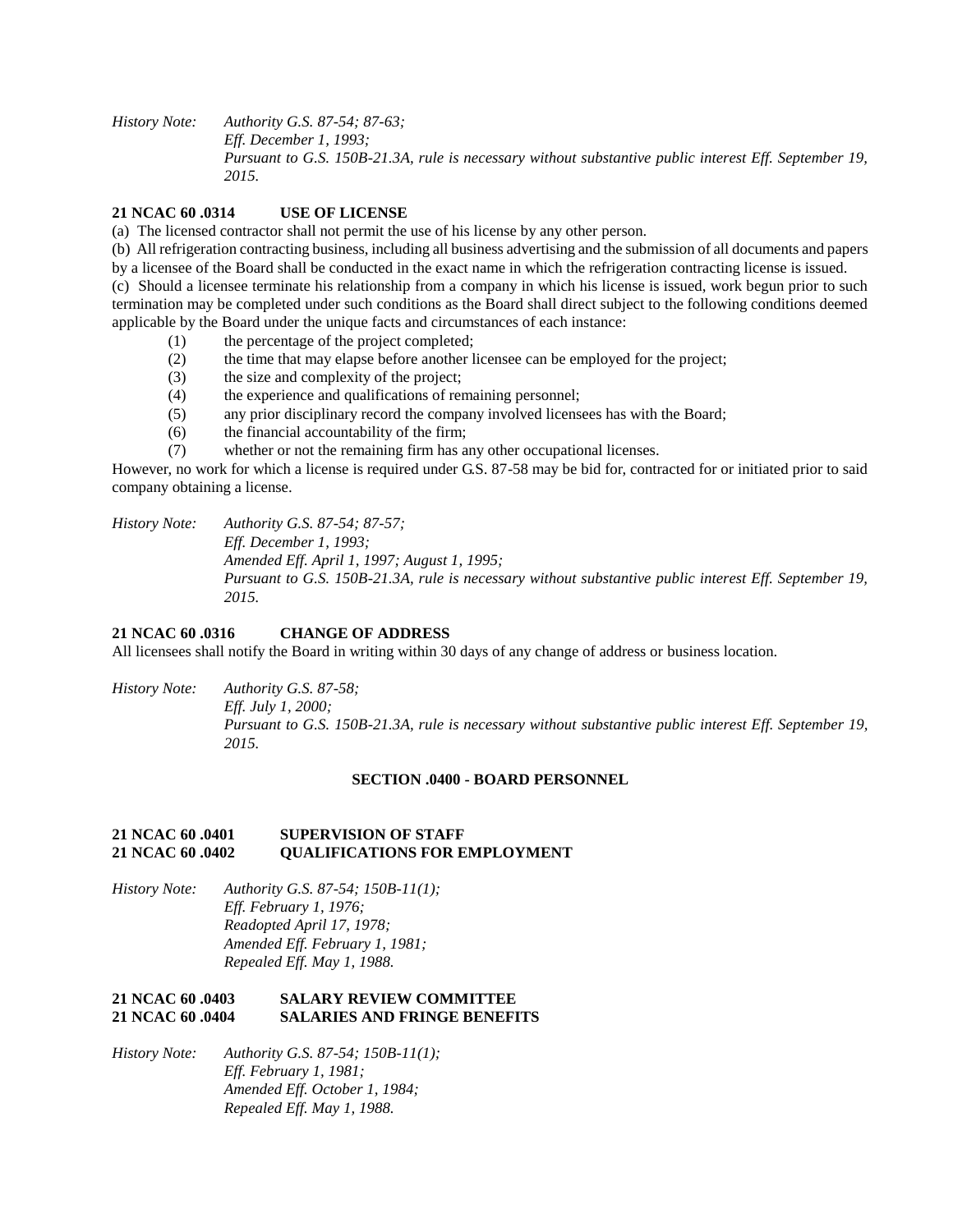*History Note: Authority G.S. 87-54; 87-63;*
*Eff. December 1, 1993;*
*Pursuant to G.S. 150B-21.3A, rule is necessary without substantive public interest Eff. September 19, 2015.*

**21 NCAC 60 .0314 USE OF LICENSE**

(a) The licensed contractor shall not permit the use of his license by any other person.

(b) All refrigeration contracting business, including all business advertising and the submission of all documents and papers by a licensee of the Board shall be conducted in the exact name in which the refrigeration contracting license is issued.

(c) Should a licensee terminate his relationship from a company in which his license is issued, work begun prior to such termination may be completed under such conditions as the Board shall direct subject to the following conditions deemed applicable by the Board under the unique facts and circumstances of each instance:

(1) the percentage of the project completed;
(2) the time that may elapse before another licensee can be employed for the project;
(3) the size and complexity of the project;
(4) the experience and qualifications of remaining personnel;
(5) any prior disciplinary record the company involved licensees has with the Board;
(6) the financial accountability of the firm;
(7) whether or not the remaining firm has any other occupational licenses.

However, no work for which a license is required under G.S. 87-58 may be bid for, contracted for or initiated prior to said company obtaining a license.

*History Note: Authority G.S. 87-54; 87-57;*
*Eff. December 1, 1993;*
*Amended Eff. April 1, 1997; August 1, 1995;*
*Pursuant to G.S. 150B-21.3A, rule is necessary without substantive public interest Eff. September 19, 2015.*

**21 NCAC 60 .0316 CHANGE OF ADDRESS**

All licensees shall notify the Board in writing within 30 days of any change of address or business location.

*History Note: Authority G.S. 87-58;*
*Eff. July 1, 2000;*
*Pursuant to G.S. 150B-21.3A, rule is necessary without substantive public interest Eff. September 19, 2015.*

## SECTION .0400 - BOARD PERSONNEL

**21 NCAC 60 .0401 SUPERVISION OF STAFF**
**21 NCAC 60 .0402 QUALIFICATIONS FOR EMPLOYMENT**

*History Note: Authority G.S. 87-54; 150B-11(1);*
*Eff. February 1, 1976;*
*Readopted April 17, 1978;*
*Amended Eff. February 1, 1981;*
*Repealed Eff. May 1, 1988.*

**21 NCAC 60 .0403 SALARY REVIEW COMMITTEE**
**21 NCAC 60 .0404 SALARIES AND FRINGE BENEFITS**

*History Note: Authority G.S. 87-54; 150B-11(1);*
*Eff. February 1, 1981;*
*Amended Eff. October 1, 1984;*
*Repealed Eff. May 1, 1988.*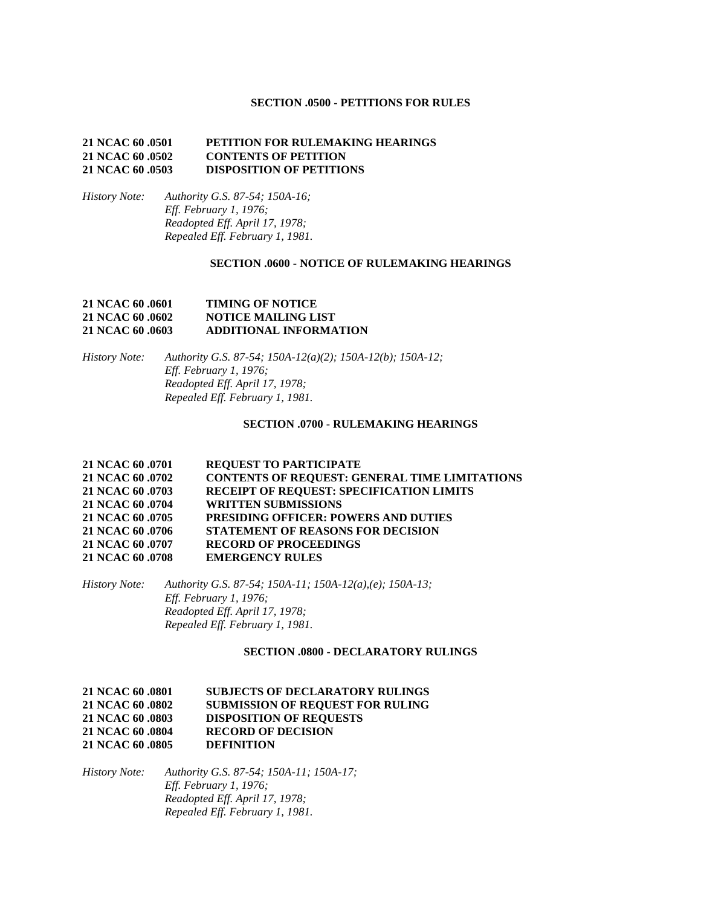## SECTION .0500 - PETITIONS FOR RULES

**21 NCAC 60 .0501 PETITION FOR RULEMAKING HEARINGS**
**21 NCAC 60 .0502 CONTENTS OF PETITION**
**21 NCAC 60 .0503 DISPOSITION OF PETITIONS**

*History Note: Authority G.S. 87-54; 150A-16;*
*Eff. February 1, 1976;*
*Readopted Eff. April 17, 1978;*
*Repealed Eff. February 1, 1981.*

## SECTION .0600 - NOTICE OF RULEMAKING HEARINGS

**21 NCAC 60 .0601 TIMING OF NOTICE**
**21 NCAC 60 .0602 NOTICE MAILING LIST**
**21 NCAC 60 .0603 ADDITIONAL INFORMATION**

*History Note: Authority G.S. 87-54; 150A-12(a)(2); 150A-12(b); 150A-12;*
*Eff. February 1, 1976;*
*Readopted Eff. April 17, 1978;*
*Repealed Eff. February 1, 1981.*

## SECTION .0700 - RULEMAKING HEARINGS

**21 NCAC 60 .0701 REQUEST TO PARTICIPATE**
**21 NCAC 60 .0702 CONTENTS OF REQUEST: GENERAL TIME LIMITATIONS**
**21 NCAC 60 .0703 RECEIPT OF REQUEST: SPECIFICATION LIMITS**
**21 NCAC 60 .0704 WRITTEN SUBMISSIONS**
**21 NCAC 60 .0705 PRESIDING OFFICER: POWERS AND DUTIES**
**21 NCAC 60 .0706 STATEMENT OF REASONS FOR DECISION**
**21 NCAC 60 .0707 RECORD OF PROCEEDINGS**
**21 NCAC 60 .0708 EMERGENCY RULES**

*History Note: Authority G.S. 87-54; 150A-11; 150A-12(a),(e); 150A-13;*
*Eff. February 1, 1976;*
*Readopted Eff. April 17, 1978;*
*Repealed Eff. February 1, 1981.*

## SECTION .0800 - DECLARATORY RULINGS

**21 NCAC 60 .0801 SUBJECTS OF DECLARATORY RULINGS**
**21 NCAC 60 .0802 SUBMISSION OF REQUEST FOR RULING**
**21 NCAC 60 .0803 DISPOSITION OF REQUESTS**
**21 NCAC 60 .0804 RECORD OF DECISION**
**21 NCAC 60 .0805 DEFINITION**

*History Note: Authority G.S. 87-54; 150A-11; 150A-17;*
*Eff. February 1, 1976;*
*Readopted Eff. April 17, 1978;*
*Repealed Eff. February 1, 1981.*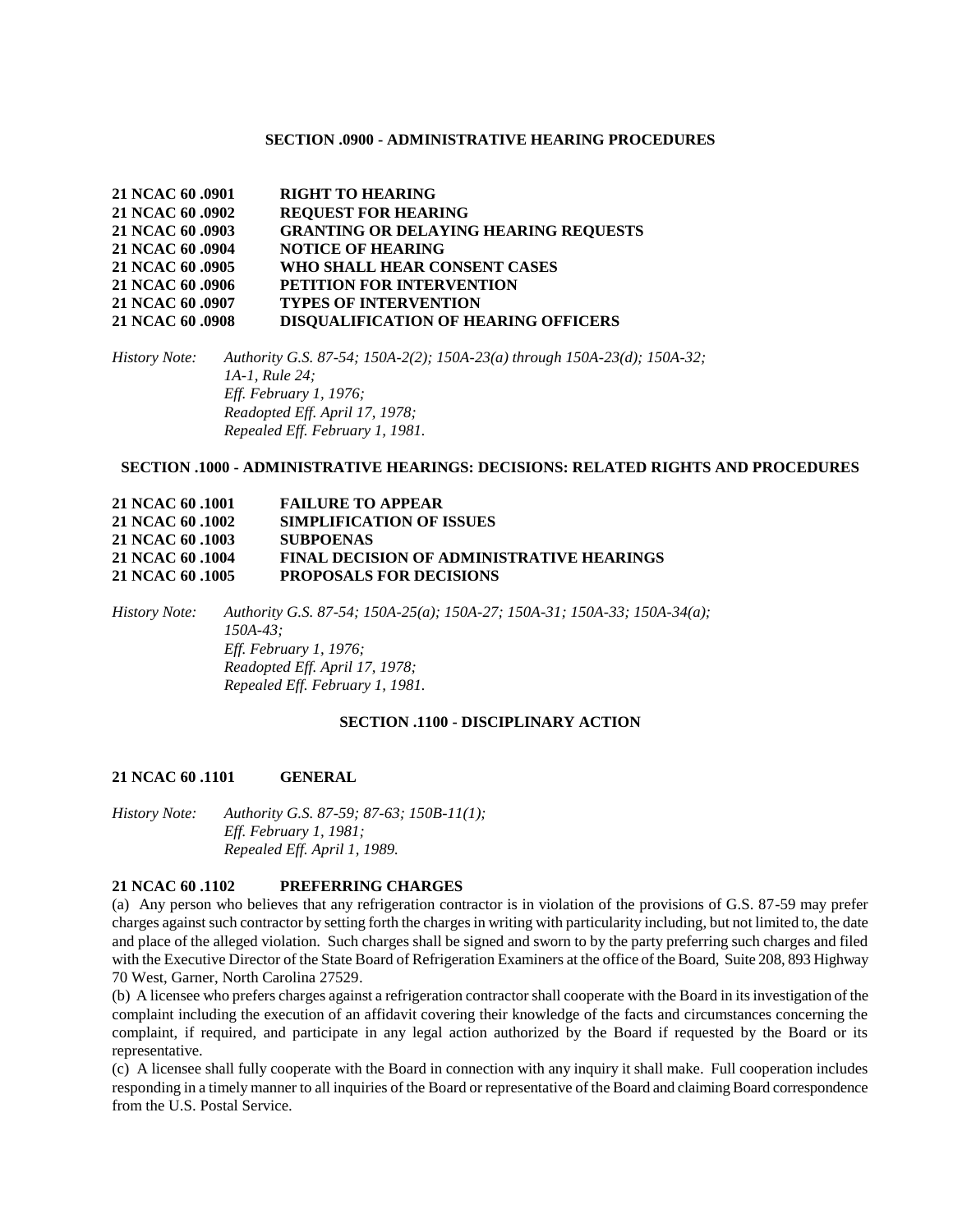## SECTION .0900 - ADMINISTRATIVE HEARING PROCEDURES

**21 NCAC 60 .0901 RIGHT TO HEARING**
**21 NCAC 60 .0902 REQUEST FOR HEARING**
**21 NCAC 60 .0903 GRANTING OR DELAYING HEARING REQUESTS**
**21 NCAC 60 .0904 NOTICE OF HEARING**
**21 NCAC 60 .0905 WHO SHALL HEAR CONSENT CASES**
**21 NCAC 60 .0906 PETITION FOR INTERVENTION**
**21 NCAC 60 .0907 TYPES OF INTERVENTION**
**21 NCAC 60 .0908 DISQUALIFICATION OF HEARING OFFICERS**

*History Note: Authority G.S. 87-54; 150A-2(2); 150A-23(a) through 150A-23(d); 150A-32; 1A-1, Rule 24;*
*Eff. February 1, 1976;*
*Readopted Eff. April 17, 1978;*
*Repealed Eff. February 1, 1981.*

## SECTION .1000 - ADMINISTRATIVE HEARINGS: DECISIONS: RELATED RIGHTS AND PROCEDURES

**21 NCAC 60 .1001 FAILURE TO APPEAR**
**21 NCAC 60 .1002 SIMPLIFICATION OF ISSUES**
**21 NCAC 60 .1003 SUBPOENAS**
**21 NCAC 60 .1004 FINAL DECISION OF ADMINISTRATIVE HEARINGS**
**21 NCAC 60 .1005 PROPOSALS FOR DECISIONS**

*History Note: Authority G.S. 87-54; 150A-25(a); 150A-27; 150A-31; 150A-33; 150A-34(a); 150A-43;*
*Eff. February 1, 1976;*
*Readopted Eff. April 17, 1978;*
*Repealed Eff. February 1, 1981.*

## SECTION .1100 - DISCIPLINARY ACTION

**21 NCAC 60 .1101 GENERAL**

*History Note: Authority G.S. 87-59; 87-63; 150B-11(1);*
*Eff. February 1, 1981;*
*Repealed Eff. April 1, 1989.*

**21 NCAC 60 .1102 PREFERRING CHARGES**

(a) Any person who believes that any refrigeration contractor is in violation of the provisions of G.S. 87-59 may prefer charges against such contractor by setting forth the charges in writing with particularity including, but not limited to, the date and place of the alleged violation. Such charges shall be signed and sworn to by the party preferring such charges and filed with the Executive Director of the State Board of Refrigeration Examiners at the office of the Board, Suite 208, 893 Highway 70 West, Garner, North Carolina 27529.

(b) A licensee who prefers charges against a refrigeration contractor shall cooperate with the Board in its investigation of the complaint including the execution of an affidavit covering their knowledge of the facts and circumstances concerning the complaint, if required, and participate in any legal action authorized by the Board if requested by the Board or its representative.

(c) A licensee shall fully cooperate with the Board in connection with any inquiry it shall make. Full cooperation includes responding in a timely manner to all inquiries of the Board or representative of the Board and claiming Board correspondence from the U.S. Postal Service.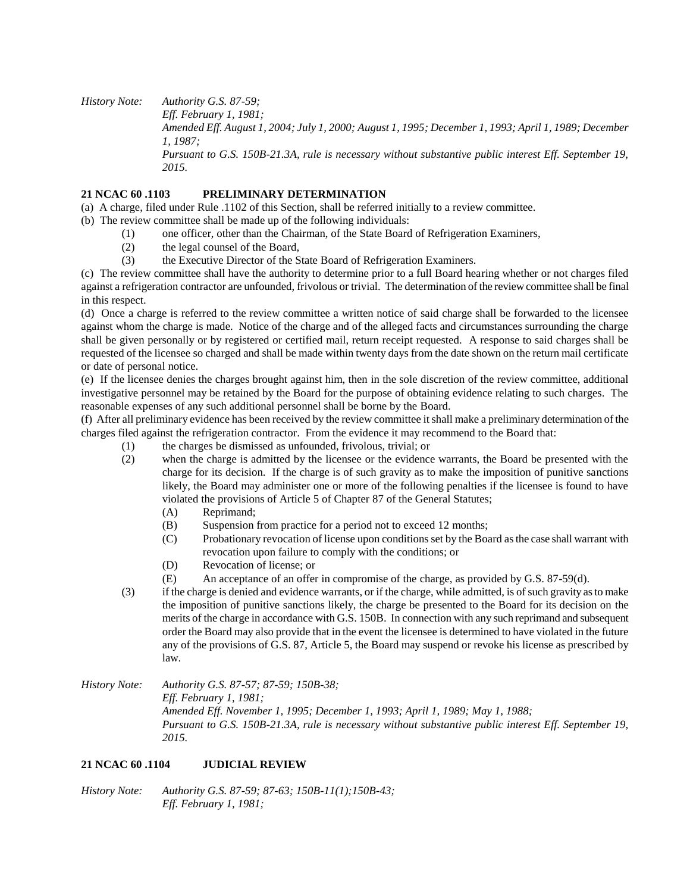*History Note: Authority G.S. 87-59;*
*Eff. February 1, 1981;*
*Amended Eff. August 1, 2004; July 1, 2000; August 1, 1995; December 1, 1993; April 1, 1989; December 1, 1987;*
*Pursuant to G.S. 150B-21.3A, rule is necessary without substantive public interest Eff. September 19, 2015.*

**21 NCAC 60 .1103 PRELIMINARY DETERMINATION**

(a) A charge, filed under Rule .1102 of this Section, shall be referred initially to a review committee.

(b) The review committee shall be made up of the following individuals:

(1) one officer, other than the Chairman, of the State Board of Refrigeration Examiners,

(2) the legal counsel of the Board,

(3) the Executive Director of the State Board of Refrigeration Examiners.

(c) The review committee shall have the authority to determine prior to a full Board hearing whether or not charges filed against a refrigeration contractor are unfounded, frivolous or trivial. The determination of the review committee shall be final in this respect.

(d) Once a charge is referred to the review committee a written notice of said charge shall be forwarded to the licensee against whom the charge is made. Notice of the charge and of the alleged facts and circumstances surrounding the charge shall be given personally or by registered or certified mail, return receipt requested. A response to said charges shall be requested of the licensee so charged and shall be made within twenty days from the date shown on the return mail certificate or date of personal notice.

(e) If the licensee denies the charges brought against him, then in the sole discretion of the review committee, additional investigative personnel may be retained by the Board for the purpose of obtaining evidence relating to such charges. The reasonable expenses of any such additional personnel shall be borne by the Board.

(f) After all preliminary evidence has been received by the review committee it shall make a preliminary determination of the charges filed against the refrigeration contractor. From the evidence it may recommend to the Board that:

(1) the charges be dismissed as unfounded, frivolous, trivial; or

(2) when the charge is admitted by the licensee or the evidence warrants, the Board be presented with the charge for its decision. If the charge is of such gravity as to make the imposition of punitive sanctions likely, the Board may administer one or more of the following penalties if the licensee is found to have violated the provisions of Article 5 of Chapter 87 of the General Statutes;

(A) Reprimand;

(B) Suspension from practice for a period not to exceed 12 months;

(C) Probationary revocation of license upon conditions set by the Board as the case shall warrant with revocation upon failure to comply with the conditions; or

(D) Revocation of license; or

(E) An acceptance of an offer in compromise of the charge, as provided by G.S. 87-59(d).

(3) if the charge is denied and evidence warrants, or if the charge, while admitted, is of such gravity as to make the imposition of punitive sanctions likely, the charge be presented to the Board for its decision on the merits of the charge in accordance with G.S. 150B. In connection with any such reprimand and subsequent order the Board may also provide that in the event the licensee is determined to have violated in the future any of the provisions of G.S. 87, Article 5, the Board may suspend or revoke his license as prescribed by law.

*History Note: Authority G.S. 87-57; 87-59; 150B-38;*
*Eff. February 1, 1981;*
*Amended Eff. November 1, 1995; December 1, 1993; April 1, 1989; May 1, 1988;*
*Pursuant to G.S. 150B-21.3A, rule is necessary without substantive public interest Eff. September 19, 2015.*

**21 NCAC 60 .1104 JUDICIAL REVIEW**

*History Note: Authority G.S. 87-59; 87-63; 150B-11(1);150B-43;*
*Eff. February 1, 1981;*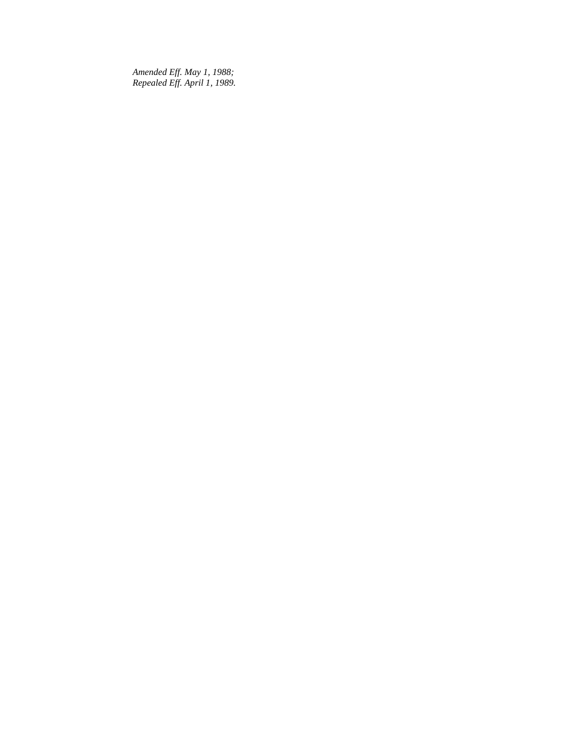*Amended Eff. May 1, 1988;*
*Repealed Eff. April 1, 1989.*